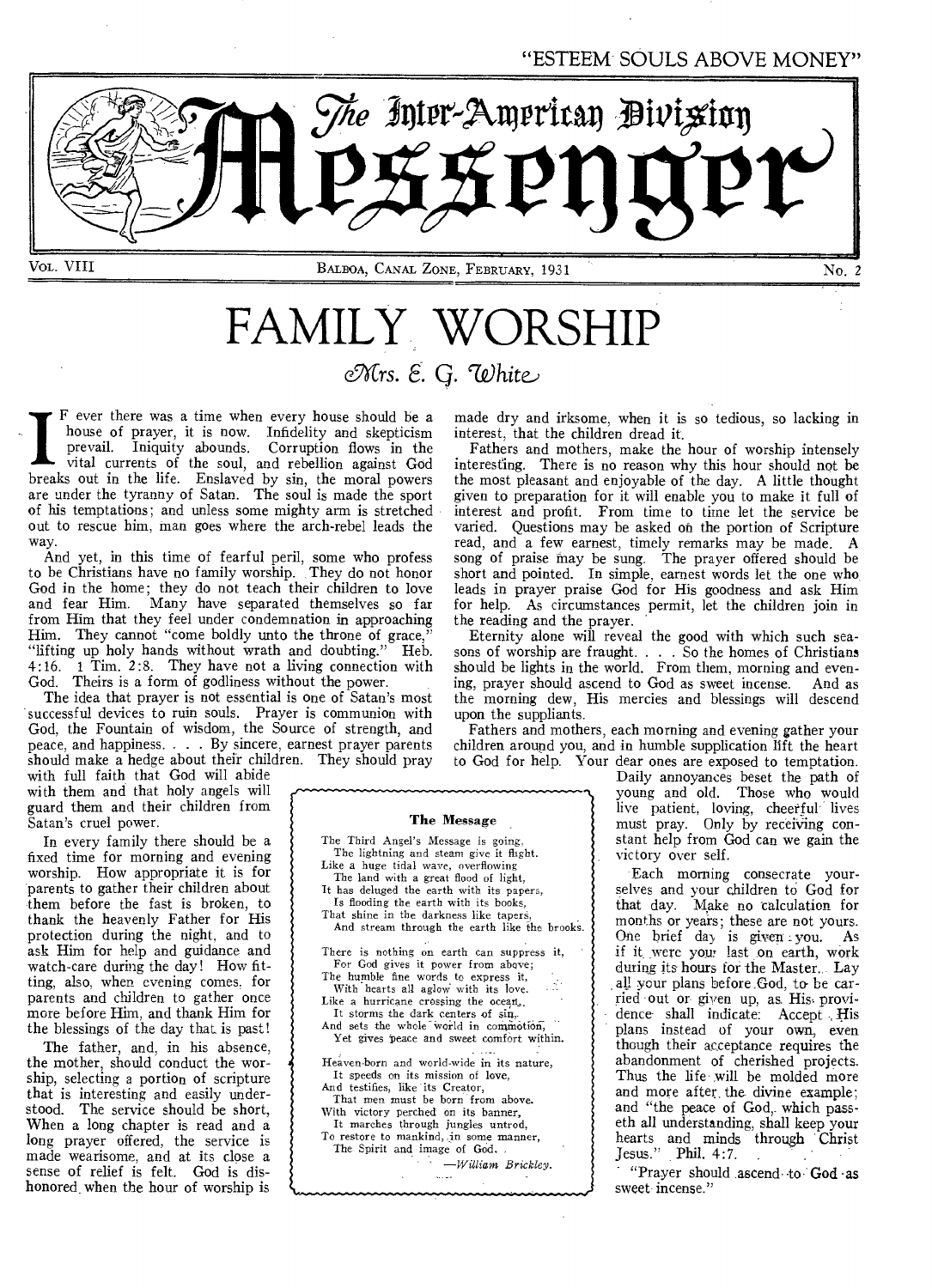"ESTEEM SOULS ABOVE MONEY"

# The Inter-American Division Messenger

VOL. VIII — BALBOA, CANAL ZONE, FEBRUARY, 1931 — No. 2

# FAMILY WORSHIP

*Mrs. E. G. White*

IF ever there was a time when every house should be a house of prayer, it is now. Infidelity and skepticism prevail. Iniquity abounds. Corruption flows in the vital currents of the soul, and rebellion against God breaks out in the life. Enslaved by sin, the moral powers are under the tyranny of Satan. The soul is made the sport of his temptations; and unless some mighty arm is stretched out to rescue him, man goes where the arch-rebel leads the way.

And yet, in this time of fearful peril, some who profess to be Christians have no family worship. They do not honor God in the home; they do not teach their children to love and fear Him. Many have separated themselves so far from Him that they feel under condemnation in approaching Him. They cannot "come boldly unto the throne of grace," "lifting up holy hands without wrath and doubting." Heb. 4:16. 1 Tim. 2:8. They have not a living connection with God. Theirs is a form of godliness without the power.

The idea that prayer is not essential is one of Satan's most successful devices to ruin souls. Prayer is communion with God, the Fountain of wisdom, the Source of strength, and peace, and happiness. . . . By sincere, earnest prayer parents should make a hedge about their children. They should pray with full faith that God will abide with them and that holy angels will guard them and their children from Satan's cruel power.

In every family there should be a fixed time for morning and evening worship. How appropriate it is for parents to gather their children about them before the fast is broken, to thank the heavenly Father for His protection during the night, and to ask Him for help and guidance and watch-care during the day! How fitting, also, when evening comes, for parents and children to gather once more before Him, and thank Him for the blessings of the day that is past!

The father, and, in his absence, the mother, should conduct the worship, selecting a portion of scripture that is interesting and easily understood. The service should be short, When a long chapter is read and a long prayer offered, the service is made wearisome, and at its close a sense of relief is felt. God is dishonored when the hour of worship is made dry and irksome, when it is so tedious, so lacking in interest, that the children dread it.

Fathers and mothers, make the hour of worship intensely interesting. There is no reason why this hour should not be the most pleasant and enjoyable of the day. A little thought given to preparation for it will enable you to make it full of interest and profit. From time to time let the service be varied. Questions may be asked on the portion of Scripture read, and a few earnest, timely remarks may be made. A song of praise may be sung. The prayer offered should be short and pointed. In simple, earnest words let the one who leads in prayer praise God for His goodness and ask Him for help. As circumstances permit, let the children join in the reading and the prayer.

Eternity alone will reveal the good with which such seasons of worship are fraught. . . . So the homes of Christians should be lights in the world. From them, morning and evening, prayer should ascend to God as sweet incense. And as the morning dew, His mercies and blessings will descend upon the suppliants.

Fathers and mothers, each morning and evening gather your children around you, and in humble supplication lift the heart to God for help. Your dear ones are exposed to temptation. Daily annoyances beset the path of young and old. Those who would live patient, loving, cheerful lives must pray. Only by receiving constant help from God can we gain the victory over self.

Each morning consecrate yourselves and your children to God for that day. Make no calculation for months or years; these are not yours. One brief day is given you. As if it were your last on earth, work during its hours for the Master. Lay all your plans before God, to be carried out or given up, as His providence shall indicate. Accept His plans instead of your own, even though their acceptance requires the abandonment of cherished projects. Thus the life will be molded more and more after the divine example; and "the peace of God, which passeth all understanding, shall keep your hearts and minds through Christ Jesus." Phil. 4:7.

"Prayer should ascend to God as sweet incense."

### The Message

The Third Angel's Message is going,
The lightning and steam give it flight.
Like a huge tidal wave, overflowing
The land with a great flood of light,
It has deluged the earth with its papers,
Is flooding the earth with its books,
That shine in the darkness like tapers,
And stream through the earth like the brooks.

There is nothing on earth can suppress it,
For God gives it power from above;
The humble fine words to express it,
With hearts all aglow with its love.
Like a hurricane crossing the ocean,
It storms the dark centers of sin,
And sets the whole world in commotion,
Yet gives peace and sweet comfort within.

Heaven-born and world-wide in its nature,
It speeds on its mission of love,
And testifies, like its Creator,
That men must be born from above.
With victory perched on its banner,
It marches through jungles untrod,
To restore to mankind, in some manner,
The Spirit and image of God.

—*William Brickley.*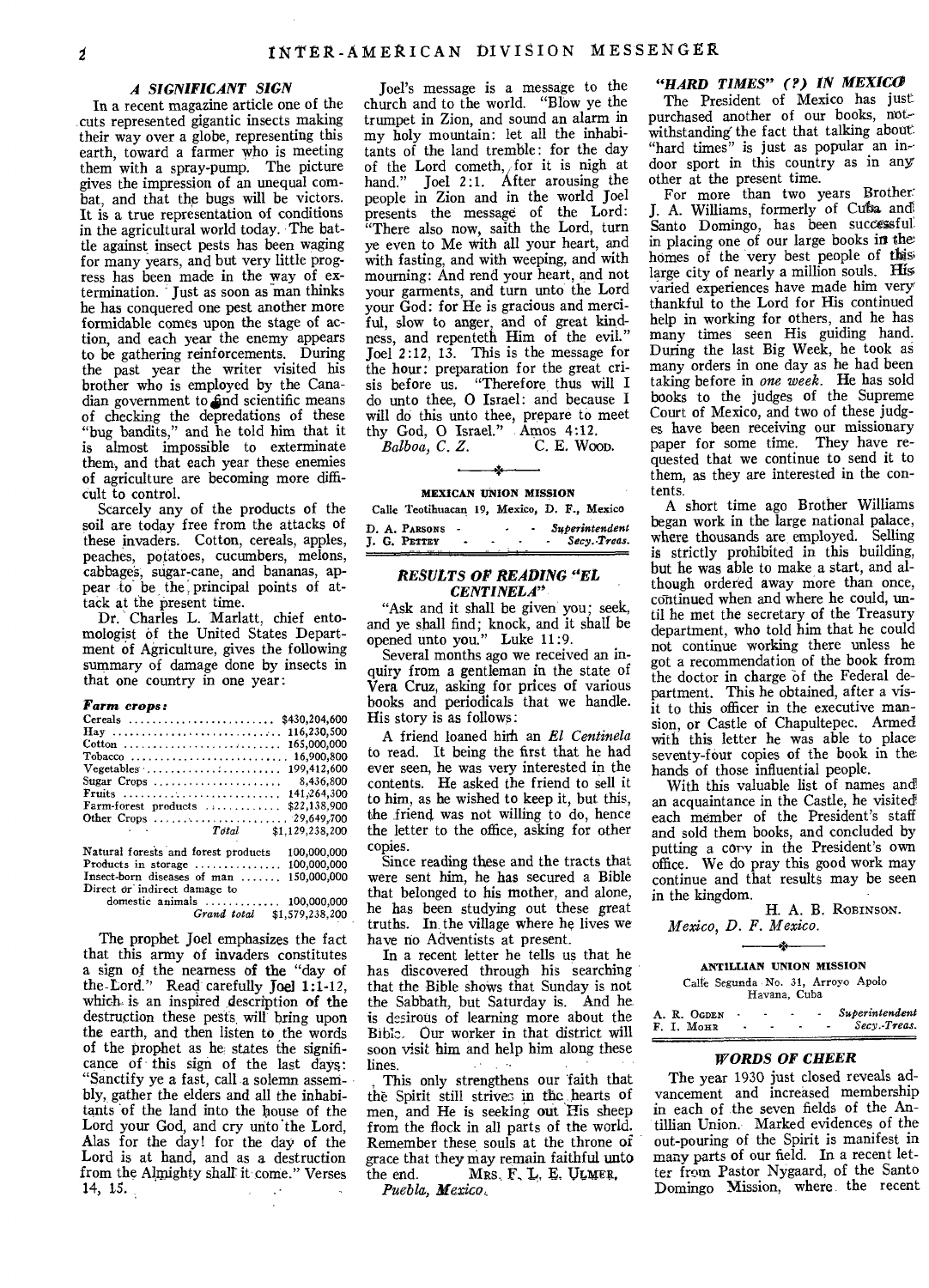### A SIGNIFICANT SIGN

In a recent magazine article one of the cuts represented gigantic insects making their way over a globe, representing this earth, toward a farmer who is meeting them with a spray-pump. The picture gives the impression of an unequal combat, and that the bugs will be victors. It is a true representation of conditions in the agricultural world today. The battle against insect pests has been waging for many years, and but very little progress has been made in the way of extermination. Just as soon as man thinks he has conquered one pest another more formidable comes upon the stage of action, and each year the enemy appears to be gathering reinforcements. During the past year the writer visited his brother who is employed by the Canadian government to find scientific means of checking the depredations of these "bug bandits," and he told him that it is almost impossible to exterminate them, and that each year these enemies of agriculture are becoming more difficult to control.

Scarcely any of the products of the soil are today free from the attacks of these invaders. Cotton, cereals, apples, peaches, potatoes, cucumbers, melons, cabbages, sugar-cane, and bananas, appear to be the principal points of attack at the present time.

Dr. Charles L. Marlatt, chief entomologist of the United States Department of Agriculture, gives the following summary of damage done by insects in that one country in one year:

***Farm crops:***

| | |
|---|---|
| Cereals | $430,204,600 |
| Hay | 116,230,500 |
| Cotton | 165,000,000 |
| Tobacco | 16,900,800 |
| Vegetables | 199,412,600 |
| Sugar Crops | 8,436,800 |
| Fruits | 141,264,300 |
| Farm-forest products | $22,138,900 |
| Other Crops | 29,649,700 |
| *Total* | $1,129,238,200 |
| Natural forests and forest products | 100,000,000 |
| Products in storage | 100,000,000 |
| Insect-born diseases of man | 150,000,000 |
| Direct or indirect damage to domestic animals | 100,000,000 |
| *Grand total* | $1,579,238,200 |

The prophet Joel emphasizes the fact that this army of invaders constitutes a sign of the nearness of the "day of the Lord." Read carefully Joel 1:1-12, which is an inspired description of the destruction these pests will bring upon the earth, and then listen to the words of the prophet as he states the significance of this sign of the last days: "Sanctify ye a fast, call a solemn assembly, gather the elders and all the inhabitants of the land into the house of the Lord your God, and cry unto the Lord, Alas for the day! for the day of the Lord is at hand, and as a destruction from the Almighty shall it come." Verses 14, 15.

Joel's message is a message to the church and to the world. "Blow ye the trumpet in Zion, and sound an alarm in my holy mountain: let all the inhabitants of the land tremble: for the day of the Lord cometh, for it is nigh at hand." Joel 2:1. After arousing the people in Zion and in the world Joel presents the message of the Lord: "There also now, saith the Lord, turn ye even to Me with all your heart, and with fasting, and with weeping, and with mourning: And rend your heart, and not your garments, and turn unto the Lord your God: for He is gracious and merciful, slow to anger, and of great kindness, and repenteth Him of the evil." Joel 2:12, 13. This is the message for the hour: preparation for the great crisis before us. "Therefore thus will I do unto thee, O Israel: and because I will do this unto thee, prepare to meet thy God, O Israel." Amos 4:12.

*Balboa, C. Z.* C. E. WOOD.

---

**MEXICAN UNION MISSION**

Calle Teotihuacan 19, Mexico, D. F., Mexico

D. A. PARSONS - - - *Superintendent*
J. G. PETTEY - - - *Secy.-Treas.*

---

### RESULTS OF READING "EL CENTINELA"

"Ask and it shall be given you; seek, and ye shall find; knock, and it shall be opened unto you." Luke 11:9.

Several months ago we received an inquiry from a gentleman in the state of Vera Cruz, asking for prices of various books and periodicals that we handle. His story is as follows:

A friend loaned him an *El Centinela* to read. It being the first that he had ever seen, he was very interested in the contents. He asked the friend to sell it to him, as he wished to keep it, but this, the friend was not willing to do, hence the letter to the office, asking for other copies.

Since reading these and the tracts that were sent him, he has secured a Bible that belonged to his mother, and alone, he has been studying out these great truths. In the village where he lives we have no Adventists at present.

In a recent letter he tells us that he has discovered through his searching that the Bible shows that Sunday is not the Sabbath, but Saturday is. And he is desirous of learning more about the Bible. Our worker in that district will soon visit him and help him along these lines.

This only strengthens our faith that the Spirit still strives in the hearts of men, and He is seeking out His sheep from the flock in all parts of the world. Remember these souls at the throne of grace that they may remain faithful unto the end. MRS. F. L. E. ULMER.

*Puebla, Mexico.*

### "HARD TIMES" (?) IN MEXICO

The President of Mexico has just purchased another of our books, notwithstanding the fact that talking about "hard times" is just as popular an indoor sport in this country as in any other at the present time.

For more than two years Brother J. A. Williams, formerly of Cuba and Santo Domingo, has been successful in placing one of our large books in the homes of the very best people of this large city of nearly a million souls. His varied experiences have made him very thankful to the Lord for His continued help in working for others, and he has many times seen His guiding hand. During the last Big Week, he took as many orders in one day as he had been taking before in *one week*. He has sold books to the judges of the Supreme Court of Mexico, and two of these judges have been receiving our missionary paper for some time. They have requested that we continue to send it to them, as they are interested in the contents.

A short time ago Brother Williams began work in the large national palace, where thousands are employed. Selling is strictly prohibited in this building, but he was able to make a start, and although ordered away more than once, continued when and where he could, until he met the secretary of the Treasury department, who told him that he could not continue working there unless he got a recommendation of the book from the doctor in charge of the Federal department. This he obtained, after a visit to this officer in the executive mansion, or Castle of Chapultepec. Armed with this letter he was able to place seventy-four copies of the book in the hands of those influential people.

With this valuable list of names and an acquaintance in the Castle, he visited each member of the President's staff and sold them books, and concluded by putting a copy in the President's own office. We do pray this good work may continue and that results may be seen in the kingdom.

H. A. B. ROBINSON.

*Mexico, D. F. Mexico.*

---

**ANTILLIAN UNION MISSION**

Calle Segunda No. 31, Arroyo Apolo
Havana, Cuba

A. R. OGDEN - - - *Superintendent*
F. I. MOHR - - - *Secy.-Treas.*

---

### WORDS OF CHEER

The year 1930 just closed reveals advancement and increased membership in each of the seven fields of the Antillian Union. Marked evidences of the out-pouring of the Spirit is manifest in many parts of our field. In a recent letter from Pastor Nygaard, of the Santo Domingo Mission, where the recent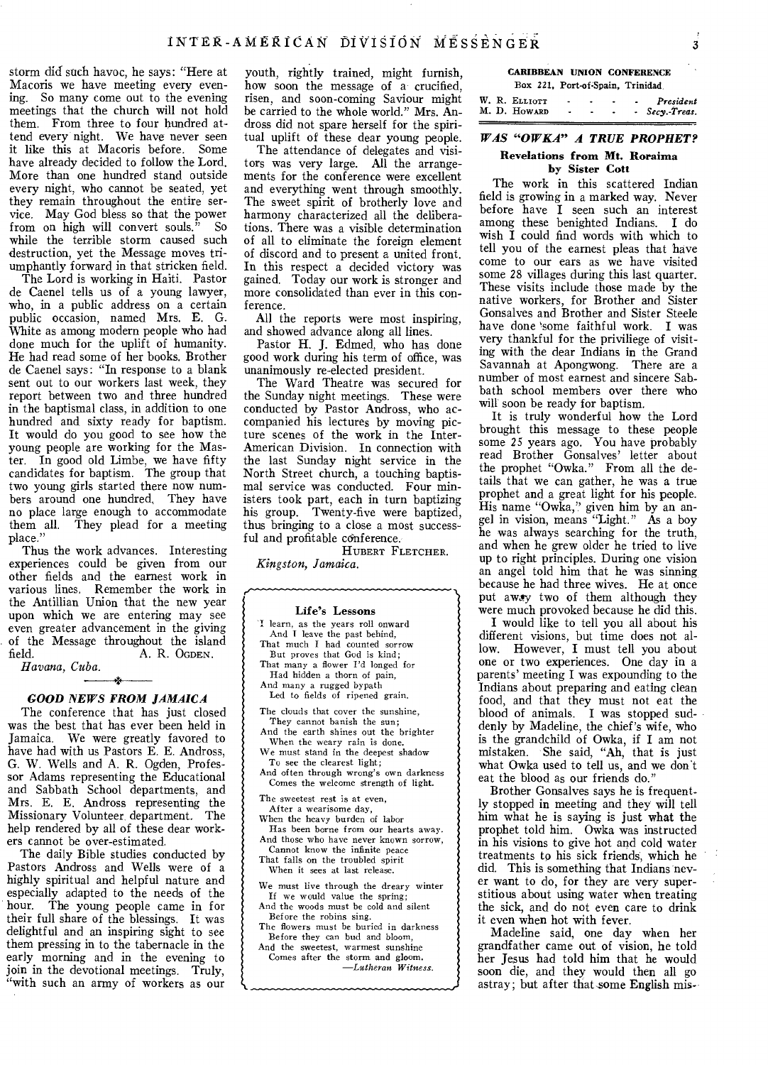storm did such havoc, he says: "Here at Macoris we have meeting every evening. So many come out to the evening meetings that the church will not hold them. From three to four hundred attend every night. We have never seen it like this at Macoris before. Some have already decided to follow the Lord. More than one hundred stand outside every night, who cannot be seated, yet they remain throughout the entire service. May God bless so that the power from on high will convert souls." So while the terrible storm caused such destruction, yet the Message moves triumphantly forward in that stricken field.

The Lord is working in Haiti. Pastor de Caenel tells us of a young lawyer, who, in a public address on a certain public occasion, named Mrs. E. G. White as among modern people who had done much for the uplift of humanity. He had read some of her books. Brother de Caenel says: "In response to a blank sent out to our workers last week, they report between two and three hundred in the baptismal class, in addition to one hundred and sixty ready for baptism. It would do you good to see how the young people are working for the Master. In good old Limbe, we have fifty candidates for baptism. The group that two young girls started there now numbers around one hundred. They have no place large enough to accommodate them all. They plead for a meeting place."

Thus the work advances. Interesting experiences could be given from our other fields and the earnest work in various lines. Remember the work in the Antillian Union that the new year upon which we are entering may see even greater advancement in the giving of the Message throughout the island field.

A. R. OGDEN.

*Havana, Cuba.*

## GOOD NEWS FROM JAMAICA

The conference that has just closed was the best that has ever been held in Jamaica. We were greatly favored to have had with us Pastors E. E. Andross, G. W. Wells and A. R. Ogden, Professor Adams representing the Educational and Sabbath School departments, and Mrs. E. E. Andross representing the Missionary Volunteer department. The help rendered by all of these dear workers cannot be over-estimated.

The daily Bible studies conducted by Pastors Andross and Wells were of a highly spiritual and helpful nature and especially adapted to the needs of the hour. The young people came in for their full share of the blessings. It was delightful and an inspiring sight to see them pressing in to the tabernacle in the early morning and in the evening to join in the devotional meetings. Truly, "with such an army of workers as our youth, rightly trained, might furnish, how soon the message of a crucified, risen, and soon-coming Saviour might be carried to the whole world." Mrs. Andross did not spare herself for the spiritual uplift of these dear young people.

The attendance of delegates and visitors was very large. All the arrangements for the conference were excellent and everything went through smoothly. The sweet spirit of brotherly love and harmony characterized all the deliberations. There was a visible determination of all to eliminate the foreign element of discord and to present a united front. In this respect a decided victory was gained. Today our work is stronger and more consolidated than ever in this conference.

All the reports were most inspiring, and showed advance along all lines.

Pastor H. J. Edmed, who has done good work during his term of office, was unanimously re-elected president.

The Ward Theatre was secured for the Sunday night meetings. These were conducted by Pastor Andross, who accompanied his lectures by moving picture scenes of the work in the Inter-American Division. In connection with the last Sunday night service in the North Street church, a touching baptismal service was conducted. Four ministers took part, each in turn baptizing his group. Twenty-five were baptized, thus bringing to a close a most successful and profitable conference.

HUBERT FLETCHER.

*Kingston, Jamaica.*

**Life's Lessons**

I learn, as the years roll onward  
And I leave the past behind,  
That much I had counted sorrow  
But proves that God is kind;  
That many a flower I'd longed for  
Had hidden a thorn of pain,  
And many a rugged bypath  
Led to fields of ripened grain.

The clouds that cover the sunshine,  
They cannot banish the sun;  
And the earth shines out the brighter  
When the weary rain is done.  
We must stand in the deepest shadow  
To see the clearest light;  
And often through wrong's own darkness  
Comes the welcome strength of light.

The sweetest rest is at even,  
After a wearisome day,  
When the heavy burden of labor  
Has been borne from our hearts away.  
And those who have never known sorrow,  
Cannot know the infinite peace  
That falls on the troubled spirit  
When it sees at last release.

We must live through the dreary winter  
If we would value the spring;  
And the woods must be cold and silent  
Before the robins sing.  
The flowers must be buried in darkness  
Before they can bud and bloom,  
And the sweetest, warmest sunshine  
Comes after the storm and gloom.

—*Lutheran Witness.*

**CARIBBEAN UNION CONFERENCE**  
Box 221, Port-of-Spain, Trinidad.

W. R. ELLIOTT - - - - *President*  
M. D. HOWARD - - - - *Secy.-Treas.*

## *WAS "OWKA" A TRUE PROPHET?*

### Revelations from Mt. Roraima by Sister Cott

The work in this scattered Indian field is growing in a marked way. Never before have I seen such an interest among these benighted Indians. I do wish I could find words with which to tell you of the earnest pleas that have come to our ears as we have visited some 28 villages during this last quarter. These visits include those made by the native workers, for Brother and Sister Gonsalves and Brother and Sister Steele have done some faithful work. I was very thankful for the priviliege of visiting with the dear Indians in the Grand Savannah at Apongwong. There are a number of most earnest and sincere Sabbath school members over there who will soon be ready for baptism.

It is truly wonderful how the Lord brought this message to these people some 25 years ago. You have probably read Brother Gonsalves' letter about the prophet "Owka." From all the details that we can gather, he was a true prophet and a great light for his people. His name "Owka," given him by an angel in vision, means "Light." As a boy he was always searching for the truth, and when he grew older he tried to live up to right principles. During one vision an angel told him that he was sinning because he had three wives. He at once put away two of them although they were much provoked because he did this.

I would like to tell you all about his different visions, but time does not allow. However, I must tell you about one or two experiences. One day in a parents' meeting I was expounding to the Indians about preparing and eating clean food, and that they must not eat the blood of animals. I was stopped suddenly by Madeline, the chief's wife, who is the grandchild of Owka, if I am not mistaken. She said, "Ah, that is just what Owka used to tell us, and we don't eat the blood as our friends do."

Brother Gonsalves says he is frequently stopped in meeting and they will tell him what he is saying is just what the prophet told him. Owka was instructed in his visions to give hot and cold water treatments to his sick friends, which he did. This is something that Indians never want to do, for they are very superstitious about using water when treating the sick, and do not even care to drink it even when hot with fever.

Madeline said, one day when her grandfather came out of vision, he told her Jesus had told him that he would soon die, and they would then all go astray; but after that some English mis-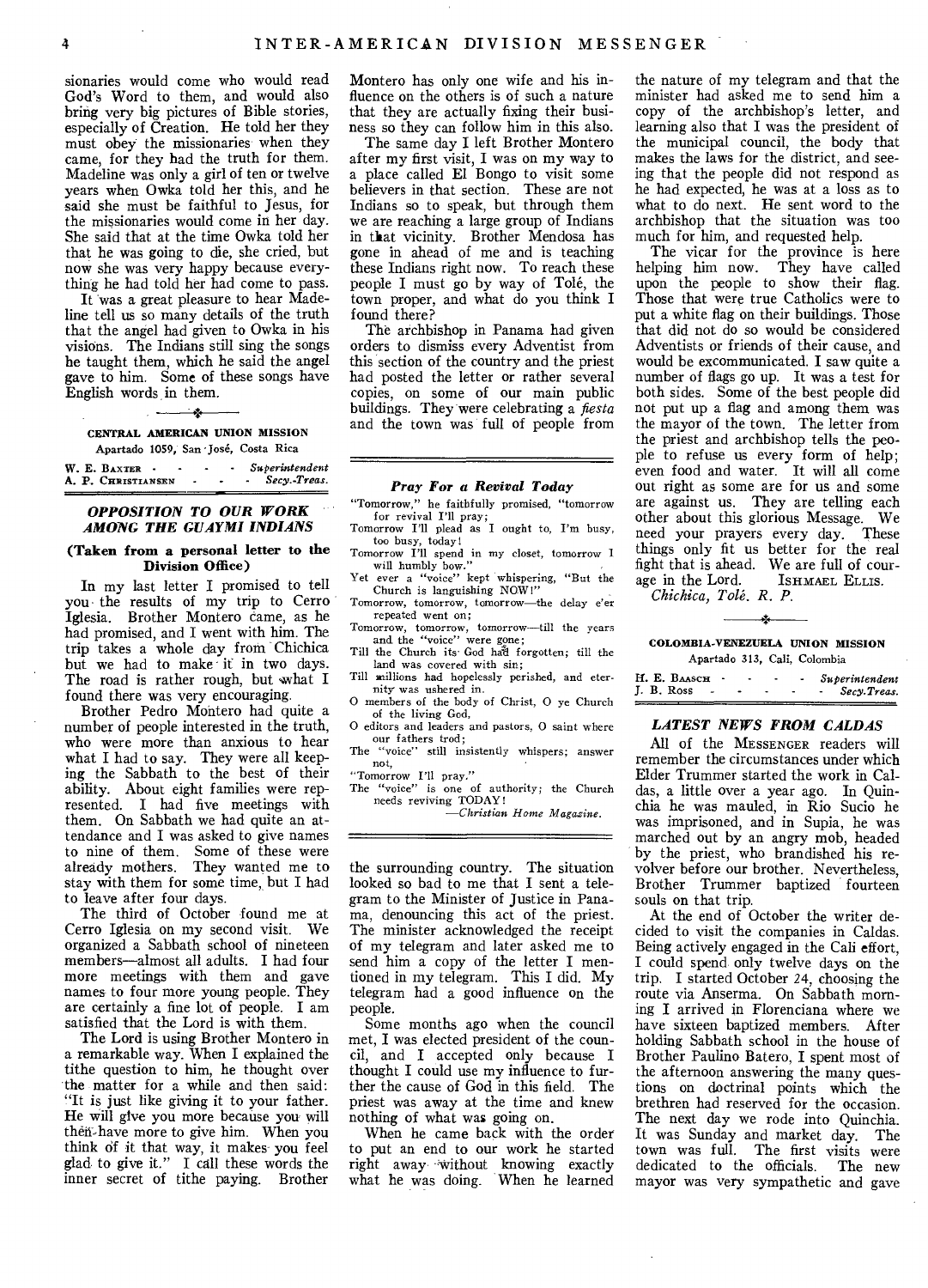sionaries would come who would read God's Word to them, and would also bring very big pictures of Bible stories, especially of Creation. He told her they must obey the missionaries when they came, for they had the truth for them. Madeline was only a girl of ten or twelve years when Owka told her this, and he said she must be faithful to Jesus, for the missionaries would come in her day. She said that at the time Owka told her that he was going to die, she cried, but now she was very happy because everything he had told her had come to pass.

It was a great pleasure to hear Madeline tell us so many details of the truth that the angel had given to Owka in his visions. The Indians still sing the songs he taught them, which he said the angel gave to him. Some of these songs have English words in them.

---

**CENTRAL AMERICAN UNION MISSION**
Apartado 1059, San José, Costa Rica

W. E. BAXTER - - - - *Superintendent*
A. P. CHRISTIANSEN - - - *Secy.-Treas.*

## *OPPOSITION TO OUR WORK AMONG THE GUAYMI INDIANS*

**(Taken from a personal letter to the Division Office)**

In my last letter I promised to tell you the results of my trip to Cerro Iglesia. Brother Montero came, as he had promised, and I went with him. The trip takes a whole day from Chichica but we had to make it in two days. The road is rather rough, but what I found there was very encouraging.

Brother Pedro Montero had quite a number of people interested in the truth, who were more than anxious to hear what I had to say. They were all keeping the Sabbath to the best of their ability. About eight families were represented. I had five meetings with them. On Sabbath we had quite an attendance and I was asked to give names to nine of them. Some of these were already mothers. They wanted me to stay with them for some time, but I had to leave after four days.

The third of October found me at Cerro Iglesia on my second visit. We organized a Sabbath school of nineteen members—almost all adults. I had four more meetings with them and gave names to four more young people. They are certainly a fine lot of people. I am satisfied that the Lord is with them.

The Lord is using Brother Montero in a remarkable way. When I explained the tithe question to him, he thought over the matter for a while and then said: "It is just like giving it to your father. He will give you more because you will then have more to give him. When you think of it that way, it makes you feel glad to give it." I call these words the inner secret of tithe paying. Brother Montero has only one wife and his influence on the others is of such a nature that they are actually fixing their business so they can follow him in this also.

The same day I left Brother Montero after my first visit, I was on my way to a place called El Bongo to visit some believers in that section. These are not Indians so to speak, but through them we are reaching a large group of Indians in that vicinity. Brother Mendosa has gone in ahead of me and is teaching these Indians right now. To reach these people I must go by way of Tolé, the town proper, and what do you think I found there?

The archbishop in Panama had given orders to dismiss every Adventist from this section of the country and the priest had posted the letter or rather several copies, on some of our main public buildings. They were celebrating a *fiesta* and the town was full of people from the surrounding country. The situation looked so bad to me that I sent a telegram to the Minister of Justice in Panama, denouncing this act of the priest. The minister acknowledged the receipt of my telegram and later asked me to send him a copy of the letter I mentioned in my telegram. This I did. My telegram had a good influence on the people.

Some months ago when the council met, I was elected president of the council, and I accepted only because I thought I could use my influence to further the cause of God in this field. The priest was away at the time and knew nothing of what was going on.

When he came back with the order to put an end to our work he started right away without knowing exactly what he was doing. When he learned the nature of my telegram and that the minister had asked me to send him a copy of the archbishop's letter, and learning also that I was the president of the municipal council, the body that makes the laws for the district, and seeing that the people did not respond as he had expected, he was at a loss as to what to do next. He sent word to the archbishop that the situation was too much for him, and requested help.

The vicar for the province is here helping him now. They have called upon the people to show their flag. Those that were true Catholics were to put a white flag on their buildings. Those that did not do so would be considered Adventists or friends of their cause, and would be excommunicated. I saw quite a number of flags go up. It was a test for both sides. Some of the best people did not put up a flag and among them was the mayor of the town. The letter from the priest and archbishop tells the people to refuse us every form of help; even food and water. It will all come out right as some are for us and some are against us. They are telling each other about this glorious Message. We need your prayers every day. These things only fit us better for the real fight that is ahead. We are full of courage in the Lord. ISHMAEL ELLIS.

*Chichica, Tolé. R. P.*

---

### *Pray For a Revival Today*

"Tomorrow," he faithfully promised, "tomorrow for revival I'll pray;
Tomorrow I'll plead as I ought to, I'm busy, too busy, today!
Tomorrow I'll spend in my closet, tomorrow I will humbly bow."
Yet ever a "voice" kept whispering, "But the Church is languishing NOW!"
Tomorrow, tomorrow, tomorrow—the delay e'er repeated went on;
Tomorrow, tomorrow, tomorrow—till the years and the "voice" were gone;
Till the Church its God had forgotten; till the land was covered with sin;
Till millions had hopelessly perished, and eternity was ushered in.
O members of the body of Christ, O ye Church of the living God,
O editors and leaders and pastors, O saint where our fathers trod;
The "voice" still insistently whispers; answer not,
"Tomorrow I'll pray."
The "voice" is one of authority; the Church needs reviving TODAY!

—*Christian Home Magazine.*

---

**COLOMBIA-VENEZUELA UNION MISSION**
Apartado 313, Cali, Colombia

H. E. BAASCH - - - - *Superintendent*
J. B. ROSS - - - - - *Secy.Treas.*

## *LATEST NEWS FROM CALDAS*

All of the MESSENGER readers will remember the circumstances under which Elder Trummer started the work in Caldas, a little over a year ago. In Quinchia he was mauled, in Rio Sucio he was imprisoned, and in Supia, he was marched out by an angry mob, headed by the priest, who brandished his revolver before our brother. Nevertheless, Brother Trummer baptized fourteen souls on that trip.

At the end of October the writer decided to visit the companies in Caldas. Being actively engaged in the Cali effort, I could spend only twelve days on the trip. I started October 24, choosing the route via Anserma. On Sabbath morning I arrived in Florenciana where we have sixteen baptized members. After holding Sabbath school in the house of Brother Paulino Batero, I spent most of the afternoon answering the many questions on doctrinal points which the brethren had reserved for the occasion. The next day we rode into Quinchia. It was Sunday and market day. The town was full. The first visits were dedicated to the officials. The new mayor was very sympathetic and gave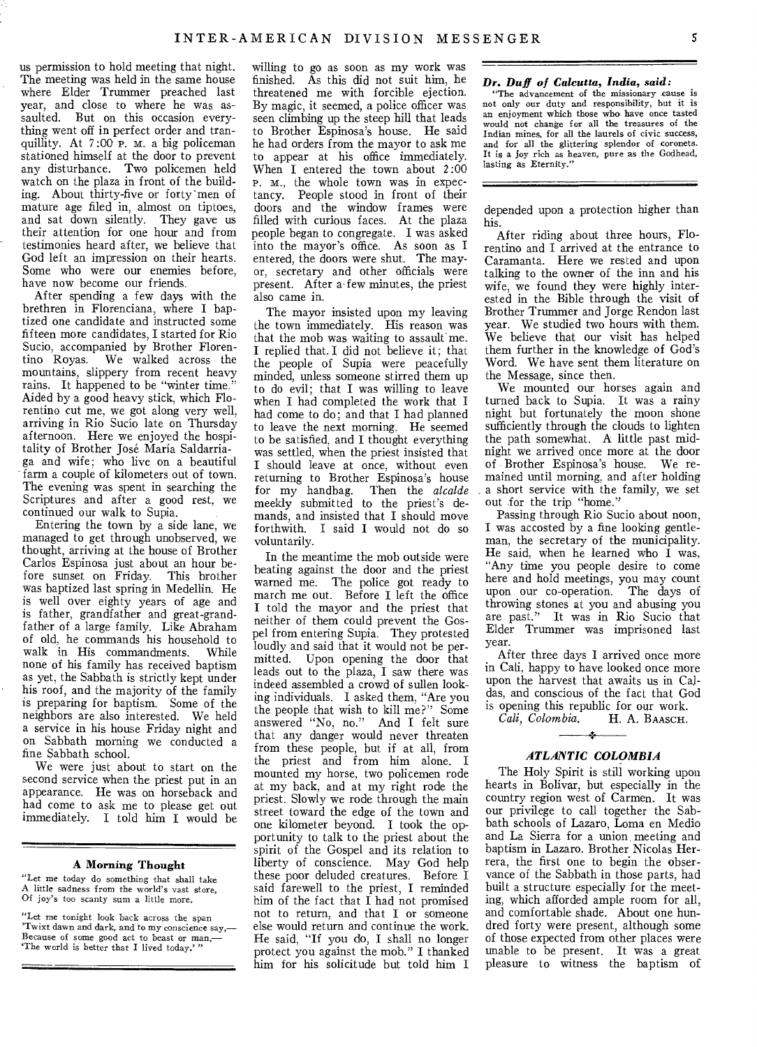us permission to hold meeting that night. The meeting was held in the same house where Elder Trummer preached last year, and close to where he was assaulted. But on this occasion everything went off in perfect order and tranquillity. At 7:00 P. M. a big policeman stationed himself at the door to prevent any disturbance. Two policemen held watch on the plaza in front of the building. About thirty-five or forty men of mature age filed in, almost on tiptoes, and sat down silently. They gave us their attention for one hour and from testimonies heard after, we believe that God left an impression on their hearts. Some who were our enemies before, have now become our friends.

After spending a few days with the brethren in Florenciana, where I baptized one candidate and instructed some fifteen more candidates, I started for Rio Sucio, accompanied by Brother Florentino Royas. We walked across the mountains, slippery from recent heavy rains. It happened to be "winter time." Aided by a good heavy stick, which Florentino cut me, we got along very well, arriving in Rio Sucio late on Thursday afternoon. Here we enjoyed the hospitality of Brother José María Saldarriaga and wife; who live on a beautiful farm a couple of kilometers out of town. The evening was spent in searching the Scriptures and after a good rest, we continued our walk to Supia.

Entering the town by a side lane, we managed to get through unobserved, we thought, arriving at the house of Brother Carlos Espinosa just about an hour before sunset on Friday. This brother was baptized last spring in Medellin. He is well over eighty years of age and is father, grandfather and great-grandfather of a large family. Like Abraham of old, he commands his household to walk in His commandments. While none of his family has received baptism as yet, the Sabbath is strictly kept under his roof, and the majority of the family is preparing for baptism. Some of the neighbors are also interested. We held a service in his house Friday night and on Sabbath morning we conducted a fine Sabbath school.

We were just about to start on the second service when the priest put in an appearance. He was on horseback and had come to ask me to please get out immediately. I told him I would be willing to go as soon as my work was finished. As this did not suit him, he threatened me with forcible ejection. By magic, it seemed, a police officer was seen climbing up the steep hill that leads to Brother Espinosa's house. He said he had orders from the mayor to ask me to appear at his office immediately. When I entered the town about 2:00 P. M., the whole town was in expectancy. People stood in front of their doors and the window frames were filled with curious faces. At the plaza people began to congregate. I was asked into the mayor's office. As soon as I entered, the doors were shut. The mayor, secretary and other officials were present. After a few minutes, the priest also came in.

The mayor insisted upon my leaving the town immediately. His reason was that the mob was waiting to assault me. I replied that I did not believe it; that the people of Supia were peacefully minded, unless someone stirred them up to do evil; that I was willing to leave when I had completed the work that I had come to do; and that I had planned to leave the next morning. He seemed to be satisfied, and I thought everything was settled, when the priest insisted that I should leave at once, without even returning to Brother Espinosa's house for my handbag. Then the *alcalde* meekly submitted to the priest's demands, and insisted that I should move forthwith. I said I would not do so voluntarily.

In the meantime the mob outside were beating against the door and the priest warned me. The police got ready to march me out. Before I left the office I told the mayor and the priest that neither of them could prevent the Gospel from entering Supia. They protested loudly and said that it would not be permitted. Upon opening the door that leads out to the plaza, I saw there was indeed assembled a crowd of sullen looking individuals. I asked them, "Are you the people that wish to kill me?" Some answered "No, no." And I felt sure that any danger would never threaten from these people, but if at all, from the priest and from him alone. I mounted my horse, two policemen rode at my back, and at my right rode the priest. Slowly we rode through the main street toward the edge of the town and one kilometer beyond. I took the opportunity to talk to the priest about the spirit of the Gospel and its relation to liberty of conscience. May God help these poor deluded creatures. Before I said farewell to the priest, I reminded him of the fact that I had not promised not to return, and that I or someone else would return and continue the work. He said, "If you do, I shall no longer protect you against the mob." I thanked him for his solicitude but told him I depended upon a protection higher than his.

After riding about three hours, Florentino and I arrived at the entrance to Caramanta. Here we rested and upon talking to the owner of the inn and his wife, we found they were highly interested in the Bible through the visit of Brother Trummer and Jorge Rendon last year. We studied two hours with them. We believe that our visit has helped them further in the knowledge of God's Word. We have sent them literature on the Message, since then.

We mounted our horses again and turned back to Supia. It was a rainy night but fortunately the moon shone sufficiently through the clouds to lighten the path somewhat. A little past midnight we arrived once more at the door of Brother Espinosa's house. We remained until morning, and after holding a short service with the family, we set out for the trip "home."

Passing through Rio Sucio about noon, I was accosted by a fine looking gentleman, the secretary of the municipality. He said, when he learned who I was, "Any time you people desire to come here and hold meetings, you may count upon our co-operation. The days of throwing stones at you and abusing you are past." It was in Rio Sucio that Elder Trummer was imprisoned last year.

After three days I arrived once more in Cali, happy to have looked once more upon the harvest that awaits us in Caldas, and conscious of the fact that God is opening this republic for our work.

*Cali, Colombia.* H. A. BAASCH.

---

**A Morning Thought**

"Let me today do something that shall take
A little sadness from the world's vast store,
Of joy's too scanty sum a little more.

"Let me tonight look back across the span
'Twixt dawn and dark, and to my conscience say,—
Because of some good act to beast or man,—
'The world is better that I lived today.'"

---

***Dr. Duff of Calcutta, India, said:***

"The advancement of the missionary cause is not only our duty and responsibility, but it is an enjoyment which those who have once tasted would not change for all the treasures of the Indian mines, for all the laurels of civic success, and for all the glittering splendor of coronets. It is a joy rich as heaven, pure as the Godhead, lasting as Eternity."

---

### *ATLANTIC COLOMBIA*

The Holy Spirit is still working upon hearts in Bolivar, but especially in the country region west of Carmen. It was our privilege to call together the Sabbath schools of Lazaro, Loma en Medio and La Sierra for a union meeting and baptism in Lazaro. Brother Nicolas Herrera, the first one to begin the observance of the Sabbath in those parts, had built a structure especially for the meeting, which afforded ample room for all, and comfortable shade. About one hundred forty were present, although some of those expected from other places were unable to be present. It was a great pleasure to witness the baptism of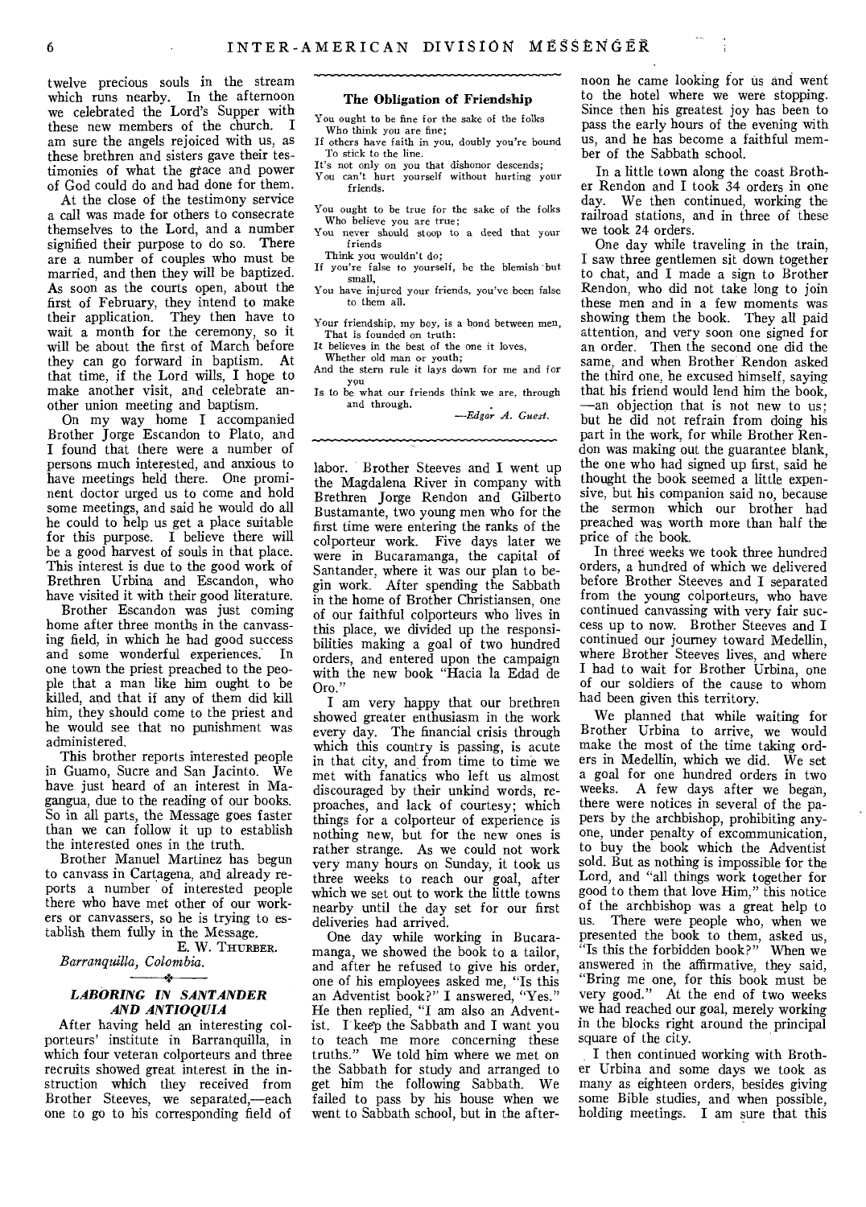twelve precious souls in the stream which runs nearby. In the afternoon we celebrated the Lord's Supper with these new members of the church. I am sure the angels rejoiced with us, as these brethren and sisters gave their testimonies of what the grace and power of God could do and had done for them.

At the close of the testimony service a call was made for others to consecrate themselves to the Lord, and a number signified their purpose to do so. There are a number of couples who must be married, and then they will be baptized. As soon as the courts open, about the first of February, they intend to make their application. They then have to wait a month for the ceremony, so it will be about the first of March before they can go forward in baptism. At that time, if the Lord wills, I hope to make another visit, and celebrate another union meeting and baptism.

On my way home I accompanied Brother Jorge Escandon to Plato, and I found that there were a number of persons much interested, and anxious to have meetings held there. One prominent doctor urged us to come and hold some meetings, and said he would do all he could to help us get a place suitable for this purpose. I believe there will be a good harvest of souls in that place. This interest is due to the good work of Brethren Urbina and Escandon, who have visited it with their good literature.

Brother Escandon was just coming home after three months in the canvassing field, in which he had good success and some wonderful experiences. In one town the priest preached to the people that a man like him ought to be killed, and that if any of them did kill him, they should come to the priest and he would see that no punishment was administered.

This brother reports interested people in Guamo, Sucre and San Jacinto. We have just heard of an interest in Magangua, due to the reading of our books. So in all parts, the Message goes faster than we can follow it up to establish the interested ones in the truth.

Brother Manuel Martinez has begun to canvass in Cartagena, and already reports a number of interested people there who have met other of our workers or canvassers, so he is trying to establish them fully in the Message.

E. W. THURBER.

*Barranquilla, Colombia.*

### *LABORING IN SANTANDER AND ANTIOQUIA*

After having held an interesting colporteurs' institute in Barranquilla, in which four veteran colporteurs and three recruits showed great interest in the instruction which they received from Brother Steeves, we separated,—each one to go to his corresponding field of labor. Brother Steeves and I went up the Magdalena River in company with Brethren Jorge Rendon and Gilberto Bustamante, two young men who for the first time were entering the ranks of the colporteur work. Five days later we were in Bucaramanga, the capital of Santander, where it was our plan to begin work. After spending the Sabbath in the home of Brother Christiansen, one of our faithful colporteurs who lives in this place, we divided up the responsibilities making a goal of two hundred orders, and entered upon the campaign with the new book "Hacia la Edad de Oro."

I am very happy that our brethren showed greater enthusiasm in the work every day. The financial crisis through which this country is passing, is acute in that city, and from time to time we met with fanatics who left us almost discouraged by their unkind words, reproaches, and lack of courtesy; which things for a colporteur of experience is nothing new, but for the new ones is rather strange. As we could not work very many hours on Sunday, it took us three weeks to reach our goal, after which we set out to work the little towns nearby until the day set for our first deliveries had arrived.

One day while working in Bucaramanga, we showed the book to a tailor, and after he refused to give his order, one of his employees asked me, "Is this an Adventist book?" I answered, "Yes." He then replied, "I am also an Adventist. I keep the Sabbath and I want you to teach me more concerning these truths." We told him where we met on the Sabbath for study and arranged to get him the following Sabbath. We failed to pass by his house when we went to Sabbath school, but in the afternoon he came looking for us and went to the hotel where we were stopping. Since then his greatest joy has been to pass the early hours of the evening with us, and he has become a faithful member of the Sabbath school.

In a little town along the coast Brother Rendon and I took 34 orders in one day. We then continued, working the railroad stations, and in three of these we took 24 orders.

One day while traveling in the train, I saw three gentlemen sit down together to chat, and I made a sign to Brother Rendon, who did not take long to join these men and in a few moments was showing them the book. They all paid attention, and very soon one signed for an order. Then the second one did the same, and when Brother Rendon asked the third one, he excused himself, saying that his friend would lend him the book, —an objection that is not new to us; but he did not refrain from doing his part in the work, for while Brother Rendon was making out the guarantee blank, the one who had signed up first, said he thought the book seemed a little expensive, but his companion said no, because the sermon which our brother had preached was worth more than half the price of the book.

In three weeks we took three hundred orders, a hundred of which we delivered before Brother Steeves and I separated from the young colporteurs, who have continued canvassing with very fair success up to now. Brother Steeves and I continued our journey toward Medellin, where Brother Steeves lives, and where I had to wait for Brother Urbina, one of our soldiers of the cause to whom had been given this territory.

We planned that while waiting for Brother Urbina to arrive, we would make the most of the time taking orders in Medellin, which we did. We set a goal for one hundred orders in two weeks. A few days after we began, there were notices in several of the papers by the archbishop, prohibiting anyone, under penalty of excommunication, to buy the book which the Adventist sold. But as nothing is impossible for the Lord, and "all things work together for good to them that love Him," this notice of the archbishop was a great help to us. There were people who, when we presented the book to them, asked us, "Is this the forbidden book?" When we answered in the affirmative, they said, "Bring me one, for this book must be very good." At the end of two weeks we had reached our goal, merely working in the blocks right around the principal square of the city.

I then continued working with Brother Urbina and some days we took as many as eighteen orders, besides giving some Bible studies, and when possible, holding meetings. I am sure that this

---

### The Obligation of Friendship

You ought to be fine for the sake of the folks
  Who think you are fine;
If others have faith in you, doubly you're bound
  To stick to the line.
It's not only on you that dishonor descends;
You can't hurt yourself without hurting your friends.

You ought to be true for the sake of the folks
  Who believe you are true;
You never should stoop to a deed that your friends
  Think you wouldn't do;
If you're false to yourself, be the blemish but small,
You have injured your friends, you've been false to them all.

Your friendship, my boy, is a bond between men,
  That is founded on truth:
It believes in the best of the one it loves,
  Whether old man or youth;
And the stern rule it lays down for me and for you
Is to be what our friends think we are, through and through.

—*Edgar A. Guest.*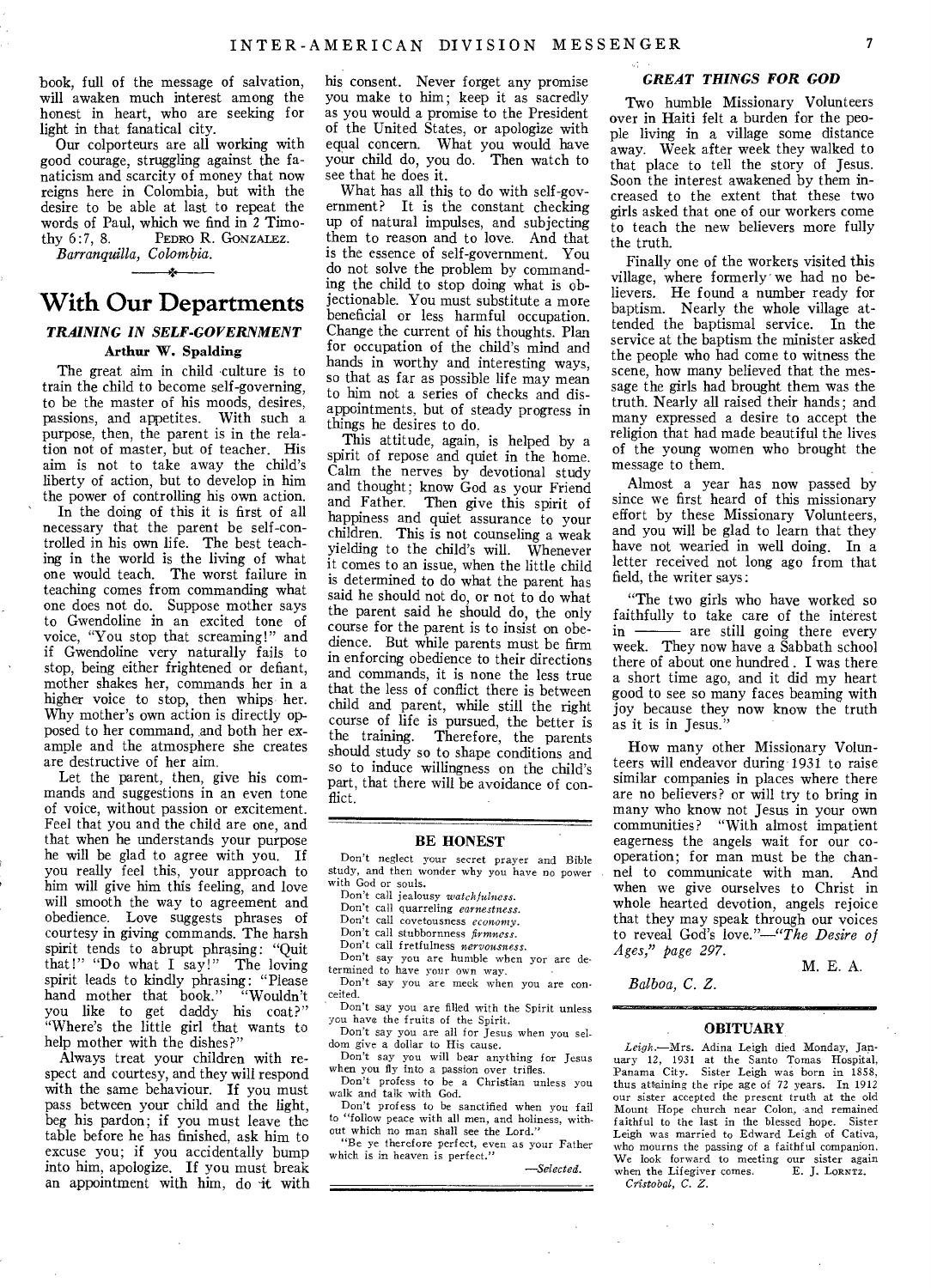book, full of the message of salvation, will awaken much interest among the honest in heart, who are seeking for light in that fanatical city.

Our colporteurs are all working with good courage, struggling against the fanaticism and scarcity of money that now reigns here in Colombia, but with the desire to be able at last to repeat the words of Paul, which we find in 2 Timothy 6:7, 8. PEDRO R. GONZALEZ.

*Barranquilla, Colombia.*

# With Our Departments

### *TRAINING IN SELF-GOVERNMENT*

**Arthur W. Spalding**

The great aim in child culture is to train the child to become self-governing, to be the master of his moods, desires, passions, and appetites. With such a purpose, then, the parent is in the relation not of master, but of teacher. His aim is not to take away the child's liberty of action, but to develop in him the power of controlling his own action.

In the doing of this it is first of all necessary that the parent be self-controlled in his own life. The best teaching in the world is the living of what one would teach. The worst failure in teaching comes from commanding what one does not do. Suppose mother says to Gwendoline in an excited tone of voice, "You stop that screaming!" and if Gwendoline very naturally fails to stop, being either frightened or defiant, mother shakes her, commands her in a higher voice to stop, then whips her. Why mother's own action is directly opposed to her command, and both her example and the atmosphere she creates are destructive of her aim.

Let the parent, then, give his commands and suggestions in an even tone of voice, without passion or excitement. Feel that you and the child are one, and that when he understands your purpose he will be glad to agree with you. If you really feel this, your approach to him will give him this feeling, and love will smooth the way to agreement and obedience. Love suggests phrases of courtesy in giving commands. The harsh spirit tends to abrupt phrasing: "Quit that!" "Do what I say!" The loving spirit leads to kindly phrasing: "Please hand mother that book." "Wouldn't you like to get daddy his coat?" "Where's the little girl that wants to help mother with the dishes?"

Always treat your children with respect and courtesy, and they will respond with the same behaviour. If you must pass between your child and the light, beg his pardon; if you must leave the table before he has finished, ask him to excuse you; if you accidentally bump into him, apologize. If you must break an appointment with him, do it with his consent. Never forget any promise you make to him; keep it as sacredly as you would a promise to the President of the United States, or apologize with equal concern. What you would have your child do, you do. Then watch to see that he does it.

What has all this to do with self-government? It is the constant checking up of natural impulses, and subjecting them to reason and to love. And that is the essence of self-government. You do not solve the problem by commanding the child to stop doing what is objectionable. You must substitute a more beneficial or less harmful occupation. Change the current of his thoughts. Plan for occupation of the child's mind and hands in worthy and interesting ways, so that as far as possible life may mean to him not a series of checks and disappointments, but of steady progress in things he desires to do.

This attitude, again, is helped by a spirit of repose and quiet in the home. Calm the nerves by devotional study and thought; know God as your Friend and Father. Then give this spirit of happiness and quiet assurance to your children. This is not counseling a weak yielding to the child's will. Whenever it comes to an issue, when the little child is determined to do what the parent has said he should not do, or not to do what the parent said he should do, the only course for the parent is to insist on obedience. But while parents must be firm in enforcing obedience to their directions and commands, it is none the less true that the less of conflict there is between child and parent, while still the right course of life is pursued, the better is the training. Therefore, the parents should study so to shape conditions and so to induce willingness on the child's part, that there will be avoidance of conflict.

### BE HONEST

Don't neglect your secret prayer and Bible study, and then wonder why you have no power with God or souls.

Don't call jealousy *watchfulness*.

Don't call quarreling *earnestness*.

Don't call covetousness *economy*.

Don't call stubbornness *firmness*.

Don't call fretfulness *nervousness*.

Don't say you are humble when yor are determined to have your own way.

Don't say you are meek when you are conceited.

Don't say you are filled with the Spirit unless you have the fruits of the Spirit.

Don't say you are all for Jesus when you seldom give a dollar to His cause.

Don't say you will bear anything for Jesus when you fly into a passion over trifles.

Don't profess to be a Christian unless you walk and talk with God.

Don't profess to be sanctified when you fail to "follow peace with all men, and holiness, without which no man shall see the Lord."

"Be ye therefore perfect, even as your Father which is in heaven is perfect."

—*Selected.*

### *GREAT THINGS FOR GOD*

Two humble Missionary Volunteers over in Haiti felt a burden for the people living in a village some distance away. Week after week they walked to that place to tell the story of Jesus. Soon the interest awakened by them increased to the extent that these two girls asked that one of our workers come to teach the new believers more fully the truth.

Finally one of the workers visited this village, where formerly we had no believers. He found a number ready for baptism. Nearly the whole village attended the baptismal service. In the service at the baptism the minister asked the people who had come to witness the scene, how many believed that the message the girls had brought them was the truth. Nearly all raised their hands; and many expressed a desire to accept the religion that had made beautiful the lives of the young women who brought the message to them.

Almost a year has now passed by since we first heard of this missionary effort by these Missionary Volunteers, and you will be glad to learn that they have not wearied in well doing. In a letter received not long ago from that field, the writer says:

"The two girls who have worked so faithfully to take care of the interest in ——— are still going there every week. They now have a Sabbath school there of about one hundred. I was there a short time ago, and it did my heart good to see so many faces beaming with joy because they now know the truth as it is in Jesus."

How many other Missionary Volunteers will endeavor during 1931 to raise similar companies in places where there are no believers? or will try to bring in many who know not Jesus in your own communities? "With almost impatient eagerness the angels wait for our cooperation; for man must be the channel to communicate with man. And when we give ourselves to Christ in whole hearted devotion, angels rejoice that they may speak through our voices to reveal God's love."—*"The Desire of Ages," page 297.*

M. E. A.

*Balboa, C. Z.*

### OBITUARY

*Leigh.*—Mrs. Adina Leigh died Monday, January 12, 1931 at the Santo Tomas Hospital, Panama City. Sister Leigh was born in 1858, thus attaining the ripe age of 72 years. In 1912 our sister accepted the present truth at the old Mount Hope church near Colon, and remained faithful to the last in the blessed hope. Sister Leigh was married to Edward Leigh of Cativa, who mourns the passing of a faithful companion. We look forward to meeting our sister again when the Lifegiver comes. E. J. LORNTZ.

*Cristobal, C. Z.*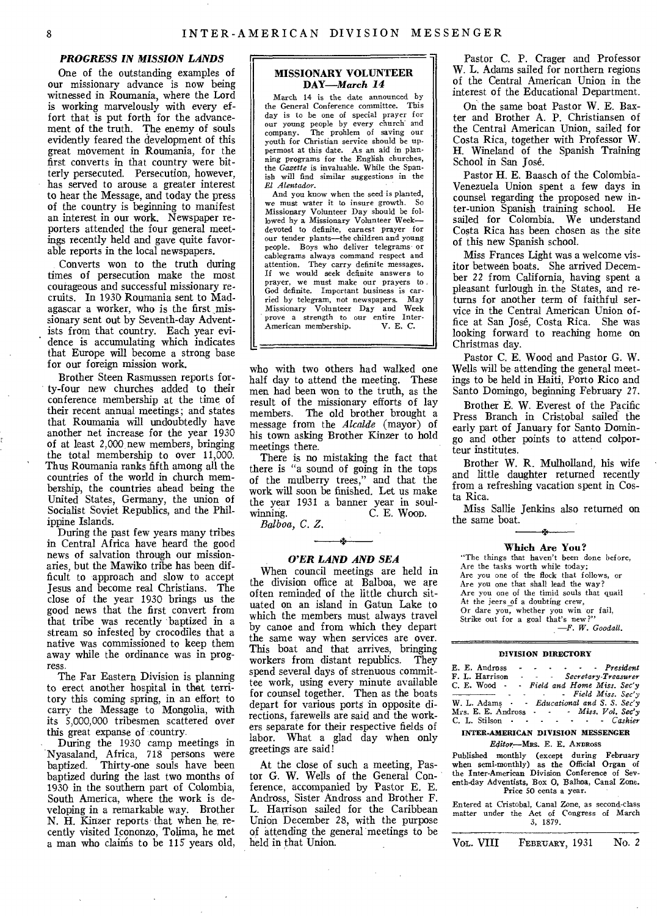## *PROGRESS IN MISSION LANDS*

One of the outstanding examples of our missionary advance is now being witnessed in Roumania, where the Lord is working marvelously with every effort that is put forth for the advancement of the truth. The enemy of souls evidently feared the development of this great movement in Roumania, for the first converts in that country were bitterly persecuted. Persecution, however, has served to arouse a greater interest to hear the Message, and today the press of the country is beginning to manifest an interest in our work. Newspaper reporters attended the four general meetings recently held and gave quite favorable reports in the local newspapers.

Converts won to the truth during times of persecution make the most courageous and successful missionary recruits. In 1930 Roumania sent to Madagascar a worker, who is the first missionary sent out by Seventh-day Adventists from that country. Each year evidence is accumulating which indicates that Europe will become a strong base for our foreign mission work.

Brother Steen Rasmussen reports forty-four new churches added to their conference membership at the time of their recent annual meetings; and states that Roumania will undoubtedly have another net increase for the year 1930 of at least 2,000 new members, bringing the total membership to over 11,000. Thus Roumania ranks fifth among all the countries of the world in church membership, the countries ahead being the United States, Germany, the union of Socialist Soviet Republics, and the Philippine Islands.

During the past few years many tribes in Central Africa have heard the good news of salvation through our missionaries, but the Mawiko tribe has been difficult to approach and slow to accept Jesus and become real Christians. The close of the year 1930 brings us the good news that the first convert from that tribe was recently baptized in a stream so infested by crocodiles that a native was commissioned to keep them away while the ordinance was in progress.

The Far Eastern Division is planning to erect another hospital in that territory this coming spring, in an effort to carry the Message to Mongolia, with its 5,000,000 tribesmen scattered over this great expanse of country.

During the 1930 camp meetings in Nyasaland, Africa, 718 persons were baptized. Thirty-one souls have been baptized during the last two months of 1930 in the southern part of Colombia, South America, where the work is developing in a remarkable way. Brother N. H. Kinzer reports that when he recently visited Icononzo, Tolima, he met a man who claims to be 115 years old, who with two others had walked one half day to attend the meeting. These men had been won to the truth, as the result of the missionary efforts of lay members. The old brother brought a message from the *Alcalde* (mayor) of his town asking Brother Kinzer to hold meetings there.

There is no mistaking the fact that there is "a sound of going in the tops of the mulberry trees," and that the work will soon be finished. Let us make the year 1931 a banner year in soul-winning. C. E. Wood.

*Balboa, C. Z.*

### MISSIONARY VOLUNTEER DAY—*March 14*

March 14 is the date announced by the General Conference committee. This day is to be one of special prayer for our young people by every church and company. The problem of saving our youth for Christian service should be uppermost at this date. As an aid in planning programs for the English churches, the *Gazette* is invaluable. While the Spanish will find similar suggestions in the *El Alentador*.

And you know when the seed is planted, we must water it to insure growth. So Missionary Volunteer Day should be followed by a Missionary Volunteer Week—devoted to definite, earnest prayer for our tender plants—the children and young people. Boys who deliver telegrams or cablegrams always command respect and attention. They carry definite messages. If we would seek definite answers to prayer, we must make our prayers to God definite. Important business is carried by telegram, not newspapers. May Missionary Volunteer Day and Week prove a strength to our entire Inter-American membership. V. E. C.

## *O'ER LAND AND SEA*

When council meetings are held in the division office at Balboa, we are often reminded of the little church situated on an island in Gatun Lake to which the members must always travel by canoe and from which they depart the same way when services are over. This boat and that arrives, bringing workers from distant republics. They spend several days of strenuous committee work, using every minute available for counsel together. Then as the boats depart for various ports in opposite directions, farewells are said and the workers separate for their respective fields of labor. What a glad day when only greetings are said!

At the close of such a meeting, Pastor G. W. Wells of the General Conference, accompanied by Pastor E. E. Andross, Sister Andross and Brother F. L. Harrison sailed for the Caribbean Union December 28, with the purpose of attending the general meetings to be held in that Union.

Pastor C. P. Crager and Professor W. L. Adams sailed for northern regions of the Central American Union in the interest of the Educational Department.

On the same boat Pastor W. E. Baxter and Brother A. P. Christiansen of the Central American Union, sailed for Costa Rica, together with Professor W. H. Wineland of the Spanish Training School in San José.

Pastor H. E. Baasch of the Colombia-Venezuela Union spent a few days in counsel regarding the proposed new inter-union Spanish training school. He sailed for Colombia. We understand Costa Rica has been chosen as the site of this new Spanish school.

Miss Frances Light was a welcome visitor between boats. She arrived December 22 from California, having spent a pleasant furlough in the States, and returns for another term of faithful service in the Central American Union office at San José, Costa Rica. She was looking forward to reaching home on Christmas day.

Pastor C. E. Wood and Pastor G. W. Wells will be attending the general meetings to be held in Haiti, Porto Rico and Santo Domingo, beginning February 27.

Brother E. W. Everest of the Pacific Press Branch in Cristobal sailed the early part of January for Santo Domingo and other points to attend colporteur institutes.

Brother W. R. Mulholland, his wife and little daughter returned recently from a refreshing vacation spent in Costa Rica.

Miss Sallie Jenkins also returned on the same boat.

### Which Are You?

"The things that haven't been done before,
Are the tasks worth while today;
Are you one of the flock that follows, or
Are you one that shall lead the way?
Are you one of the timid souls that quail
At the jeers of a doubting crew,
Or dare you, whether you win or fail,
Strike out for a goal that's new?"

—*F. W. Goodall.*

### DIVISION DIRECTORY

E. E. Andross - - - - - - *President*
F. L. Harrison - - - *Secretary-Treasurer*
C. E. Wood - - *Field and Home Miss. Sec'y*
- - - - - *Field Miss. Sec'y*
W. L. Adams - - *Educational and S. S. Sec'y*
Mrs. E. E. Andross - - - *Miss. Vol. Sec'y*
C. L. Stilson - - - - - - - *Cashier*

### INTER-AMERICAN DIVISION MESSENGER

*Editor*—Mrs. E. E. Andross

Published monthly (except during February when semi-monthly) as the Official Organ of the Inter-American Division Conference of Seventh-day Adventists, Box O, Balboa, Canal Zone. Price 50 cents a year.

Entered at Cristobal, Canal Zone, as second-class matter under the Act of Congress of March 3, 1879.

Vol. VIII February, 1931 No. 2